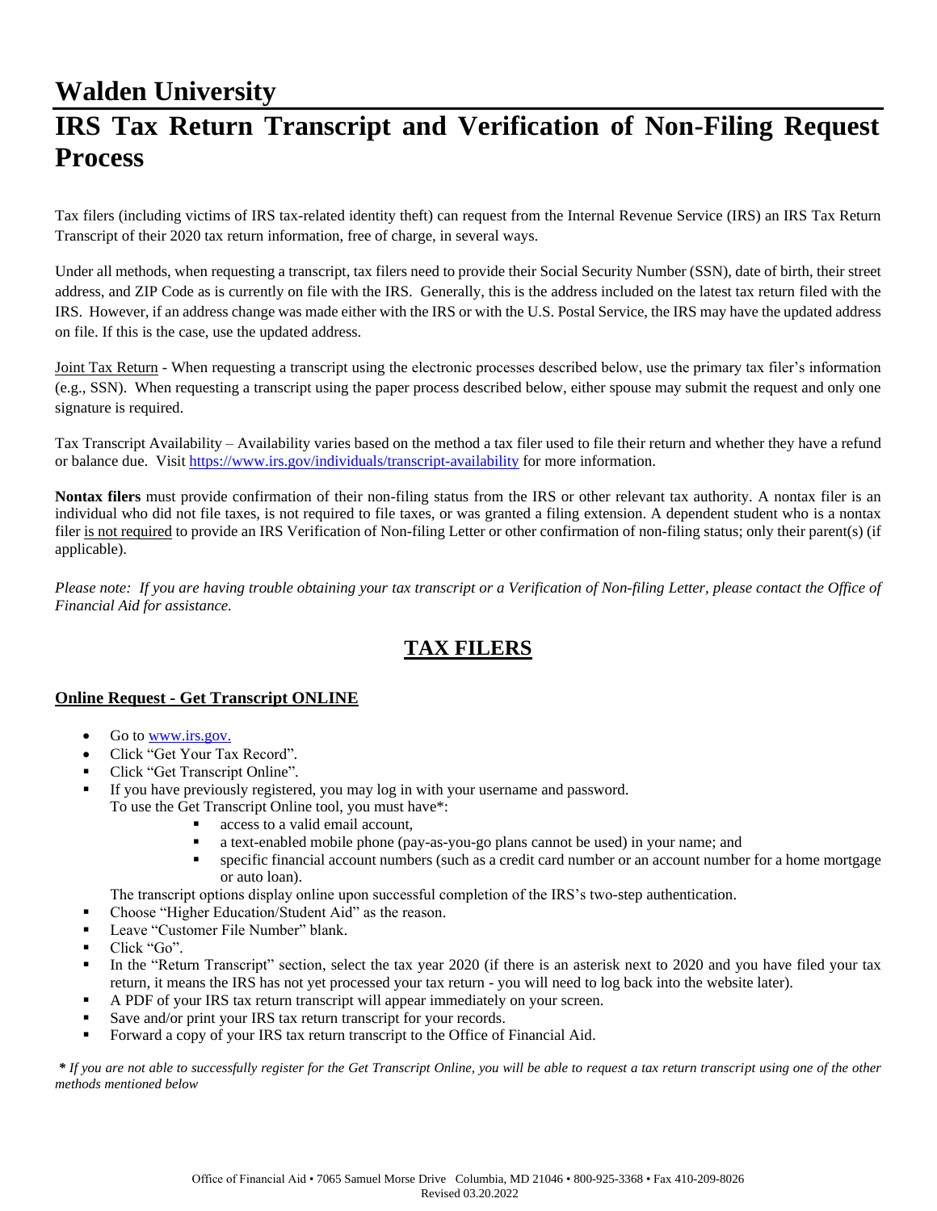# Walden University

# IRS Tax Return Transcript and Verification of Non-Filing Request Process

Tax filers (including victims of IRS tax-related identity theft) can request from the Internal Revenue Service (IRS) an IRS Tax Return Transcript of their 2020 tax return information, free of charge, in several ways.

Under all methods, when requesting a transcript, tax filers need to provide their Social Security Number (SSN), date of birth, their street address, and ZIP Code as is currently on file with the IRS. Generally, this is the address included on the latest tax return filed with the IRS. However, if an address change was made either with the IRS or with the U.S. Postal Service, the IRS may have the updated address on file. If this is the case, use the updated address.

Joint Tax Return - When requesting a transcript using the electronic processes described below, use the primary tax filer's information (e.g., SSN). When requesting a transcript using the paper process described below, either spouse may submit the request and only one signature is required.

Tax Transcript Availability – Availability varies based on the method a tax filer used to file their return and whether they have a refund or balance due. Visit https://www.irs.gov/individuals/transcript-availability for more information.

**Nontax filers** must provide confirmation of their non-filing status from the IRS or other relevant tax authority. A nontax filer is an individual who did not file taxes, is not required to file taxes, or was granted a filing extension. A dependent student who is a nontax filer is not required to provide an IRS Verification of Non-filing Letter or other confirmation of non-filing status; only their parent(s) (if applicable).

*Please note: If you are having trouble obtaining your tax transcript or a Verification of Non-filing Letter, please contact the Office of Financial Aid for assistance.*

## TAX FILERS

### Online Request - Get Transcript ONLINE

- Go to www.irs.gov.
- Click "Get Your Tax Record".
- Click "Get Transcript Online".
- If you have previously registered, you may log in with your username and password.
  To use the Get Transcript Online tool, you must have*:
    - access to a valid email account,
    - a text-enabled mobile phone (pay-as-you-go plans cannot be used) in your name; and
    - specific financial account numbers (such as a credit card number or an account number for a home mortgage or auto loan).

  The transcript options display online upon successful completion of the IRS's two-step authentication.
- Choose "Higher Education/Student Aid" as the reason.
- Leave "Customer File Number" blank.
- Click "Go".
- In the "Return Transcript" section, select the tax year 2020 (if there is an asterisk next to 2020 and you have filed your tax return, it means the IRS has not yet processed your tax return - you will need to log back into the website later).
- A PDF of your IRS tax return transcript will appear immediately on your screen.
- Save and/or print your IRS tax return transcript for your records.
- Forward a copy of your IRS tax return transcript to the Office of Financial Aid.

***** *If you are not able to successfully register for the Get Transcript Online, you will be able to request a tax return transcript using one of the other methods mentioned below*

Office of Financial Aid • 7065 Samuel Morse Drive Columbia, MD 21046 • 800-925-3368 • Fax 410-209-8026
Revised 03.20.2022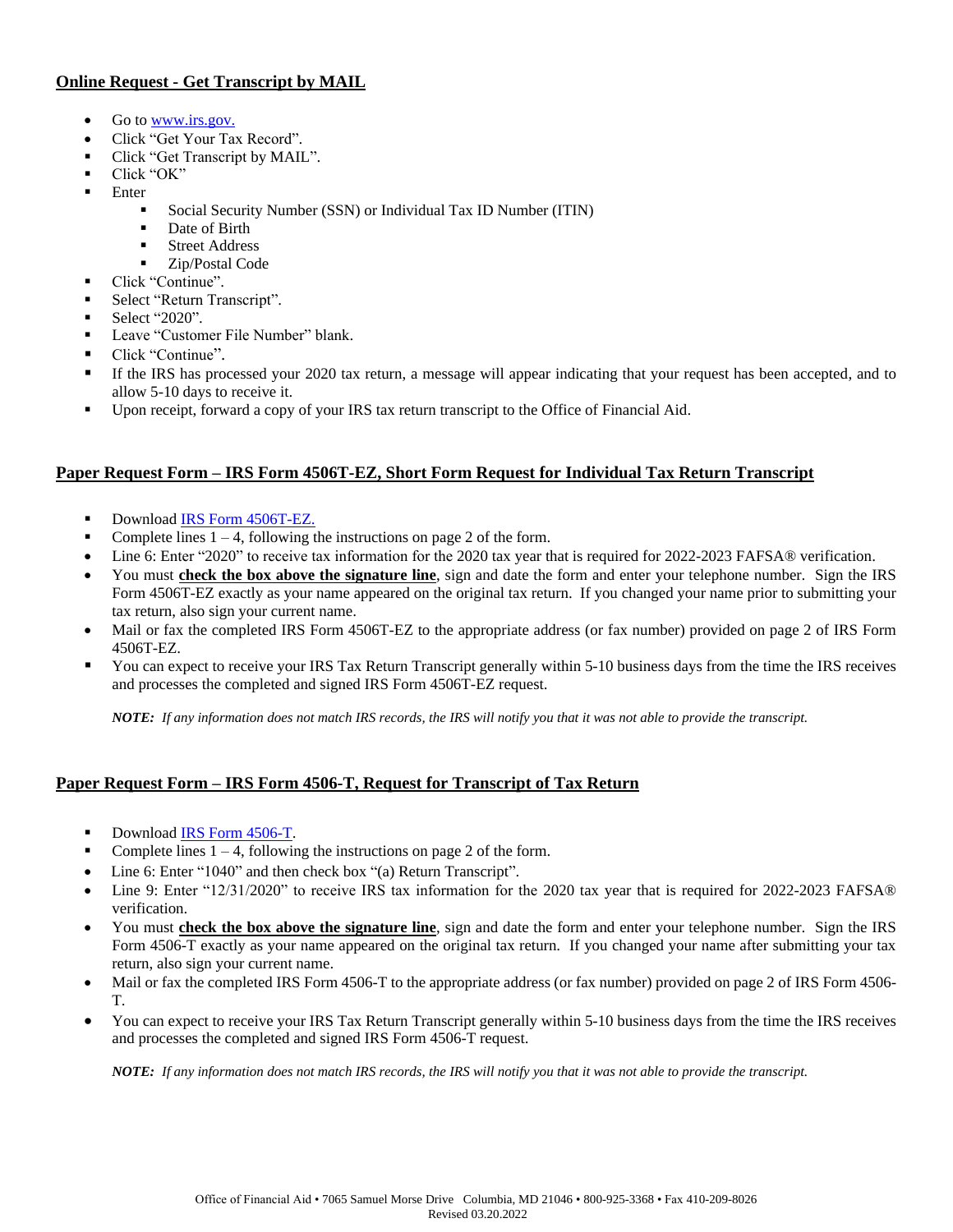## Online Request - Get Transcript by MAIL

- Go to www.irs.gov.
- Click "Get Your Tax Record".
- Click "Get Transcript by MAIL".
- Click "OK"
- Enter
  - Social Security Number (SSN) or Individual Tax ID Number (ITIN)
  - Date of Birth
  - Street Address
  - Zip/Postal Code
- Click "Continue".
- Select "Return Transcript".
- Select "2020".
- Leave "Customer File Number" blank.
- Click "Continue".
- If the IRS has processed your 2020 tax return, a message will appear indicating that your request has been accepted, and to allow 5-10 days to receive it.
- Upon receipt, forward a copy of your IRS tax return transcript to the Office of Financial Aid.

## Paper Request Form – IRS Form 4506T-EZ, Short Form Request for Individual Tax Return Transcript

- Download IRS Form 4506T-EZ.
- Complete lines 1 – 4, following the instructions on page 2 of the form.
- Line 6: Enter "2020" to receive tax information for the 2020 tax year that is required for 2022-2023 FAFSA® verification.
- You must **check the box above the signature line**, sign and date the form and enter your telephone number. Sign the IRS Form 4506T-EZ exactly as your name appeared on the original tax return. If you changed your name prior to submitting your tax return, also sign your current name.
- Mail or fax the completed IRS Form 4506T-EZ to the appropriate address (or fax number) provided on page 2 of IRS Form 4506T-EZ.
- You can expect to receive your IRS Tax Return Transcript generally within 5-10 business days from the time the IRS receives and processes the completed and signed IRS Form 4506T-EZ request.

  ***NOTE:*** *If any information does not match IRS records, the IRS will notify you that it was not able to provide the transcript.*

## Paper Request Form – IRS Form 4506-T, Request for Transcript of Tax Return

- Download IRS Form 4506-T.
- Complete lines 1 – 4, following the instructions on page 2 of the form.
- Line 6: Enter "1040" and then check box "(a) Return Transcript".
- Line 9: Enter "12/31/2020" to receive IRS tax information for the 2020 tax year that is required for 2022-2023 FAFSA® verification.
- You must **check the box above the signature line**, sign and date the form and enter your telephone number. Sign the IRS Form 4506-T exactly as your name appeared on the original tax return. If you changed your name after submitting your tax return, also sign your current name.
- Mail or fax the completed IRS Form 4506-T to the appropriate address (or fax number) provided on page 2 of IRS Form 4506-T.
- You can expect to receive your IRS Tax Return Transcript generally within 5-10 business days from the time the IRS receives and processes the completed and signed IRS Form 4506-T request.

  ***NOTE:*** *If any information does not match IRS records, the IRS will notify you that it was not able to provide the transcript.*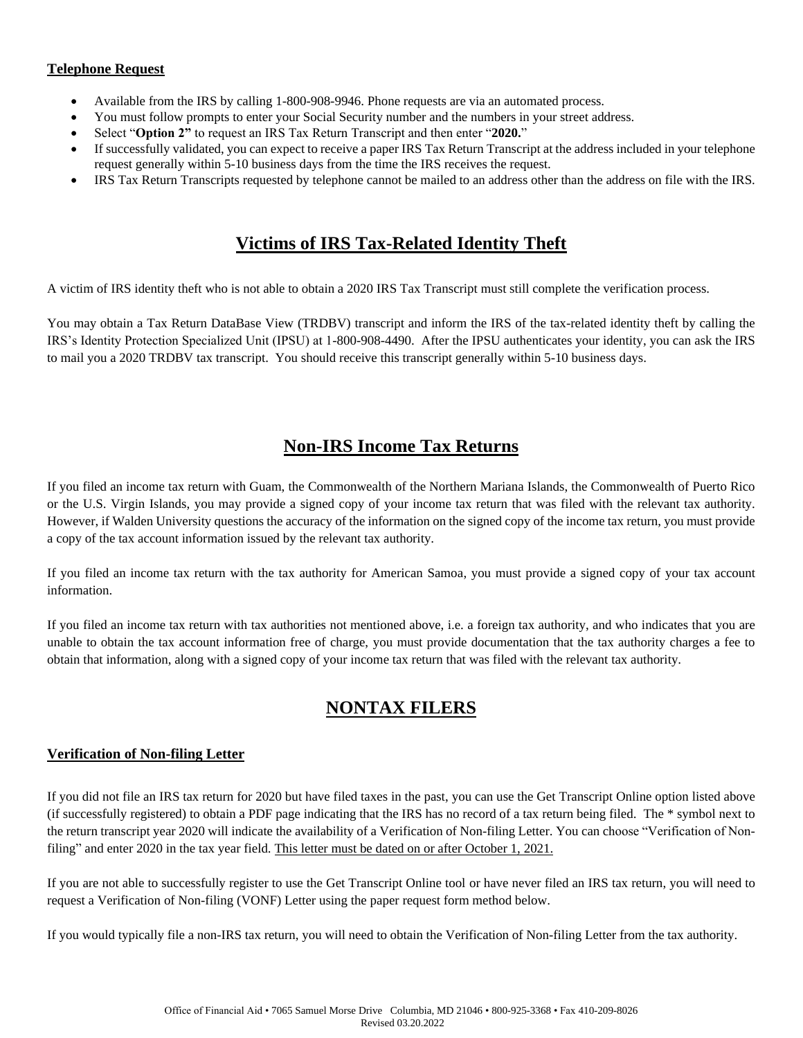### Telephone Request

- Available from the IRS by calling 1-800-908-9946. Phone requests are via an automated process.
- You must follow prompts to enter your Social Security number and the numbers in your street address.
- Select "**Option 2"** to request an IRS Tax Return Transcript and then enter "**2020.**"
- If successfully validated, you can expect to receive a paper IRS Tax Return Transcript at the address included in your telephone request generally within 5-10 business days from the time the IRS receives the request.
- IRS Tax Return Transcripts requested by telephone cannot be mailed to an address other than the address on file with the IRS.

## Victims of IRS Tax-Related Identity Theft

A victim of IRS identity theft who is not able to obtain a 2020 IRS Tax Transcript must still complete the verification process.

You may obtain a Tax Return DataBase View (TRDBV) transcript and inform the IRS of the tax-related identity theft by calling the IRS's Identity Protection Specialized Unit (IPSU) at 1-800-908-4490. After the IPSU authenticates your identity, you can ask the IRS to mail you a 2020 TRDBV tax transcript. You should receive this transcript generally within 5-10 business days.

## Non-IRS Income Tax Returns

If you filed an income tax return with Guam, the Commonwealth of the Northern Mariana Islands, the Commonwealth of Puerto Rico or the U.S. Virgin Islands, you may provide a signed copy of your income tax return that was filed with the relevant tax authority. However, if Walden University questions the accuracy of the information on the signed copy of the income tax return, you must provide a copy of the tax account information issued by the relevant tax authority.

If you filed an income tax return with the tax authority for American Samoa, you must provide a signed copy of your tax account information.

If you filed an income tax return with tax authorities not mentioned above, i.e. a foreign tax authority, and who indicates that you are unable to obtain the tax account information free of charge, you must provide documentation that the tax authority charges a fee to obtain that information, along with a signed copy of your income tax return that was filed with the relevant tax authority.

## NONTAX FILERS

### Verification of Non-filing Letter

If you did not file an IRS tax return for 2020 but have filed taxes in the past, you can use the Get Transcript Online option listed above (if successfully registered) to obtain a PDF page indicating that the IRS has no record of a tax return being filed. The * symbol next to the return transcript year 2020 will indicate the availability of a Verification of Non-filing Letter. You can choose "Verification of Non-filing" and enter 2020 in the tax year field. This letter must be dated on or after October 1, 2021.

If you are not able to successfully register to use the Get Transcript Online tool or have never filed an IRS tax return, you will need to request a Verification of Non-filing (VONF) Letter using the paper request form method below.

If you would typically file a non-IRS tax return, you will need to obtain the Verification of Non-filing Letter from the tax authority.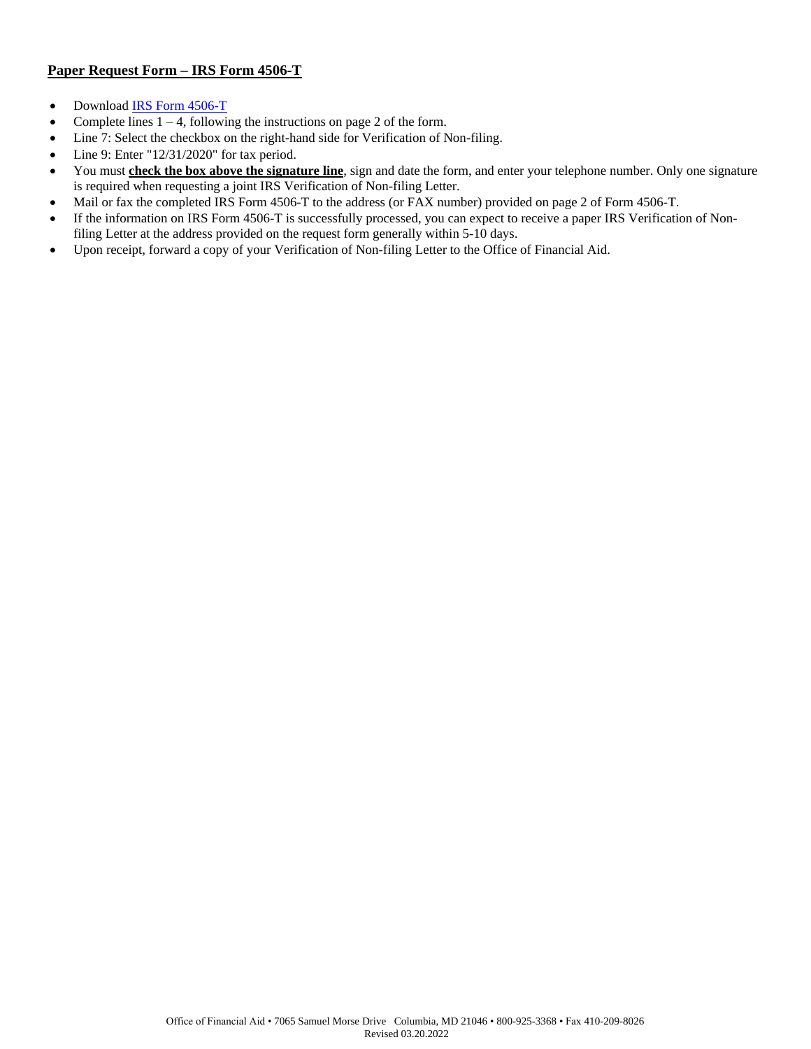## **Paper Request Form – IRS Form 4506-T**

- Download [IRS Form 4506-T]
- Complete lines 1 – 4, following the instructions on page 2 of the form.
- Line 7: Select the checkbox on the right-hand side for Verification of Non-filing.
- Line 9: Enter "12/31/2020" for tax period.
- You must **check the box above the signature line**, sign and date the form, and enter your telephone number. Only one signature is required when requesting a joint IRS Verification of Non-filing Letter.
- Mail or fax the completed IRS Form 4506-T to the address (or FAX number) provided on page 2 of Form 4506-T.
- If the information on IRS Form 4506-T is successfully processed, you can expect to receive a paper IRS Verification of Non-filing Letter at the address provided on the request form generally within 5-10 days.
- Upon receipt, forward a copy of your Verification of Non-filing Letter to the Office of Financial Aid.

Office of Financial Aid • 7065 Samuel Morse Drive Columbia, MD 21046 • 800-925-3368 • Fax 410-209-8026
Revised 03.20.2022